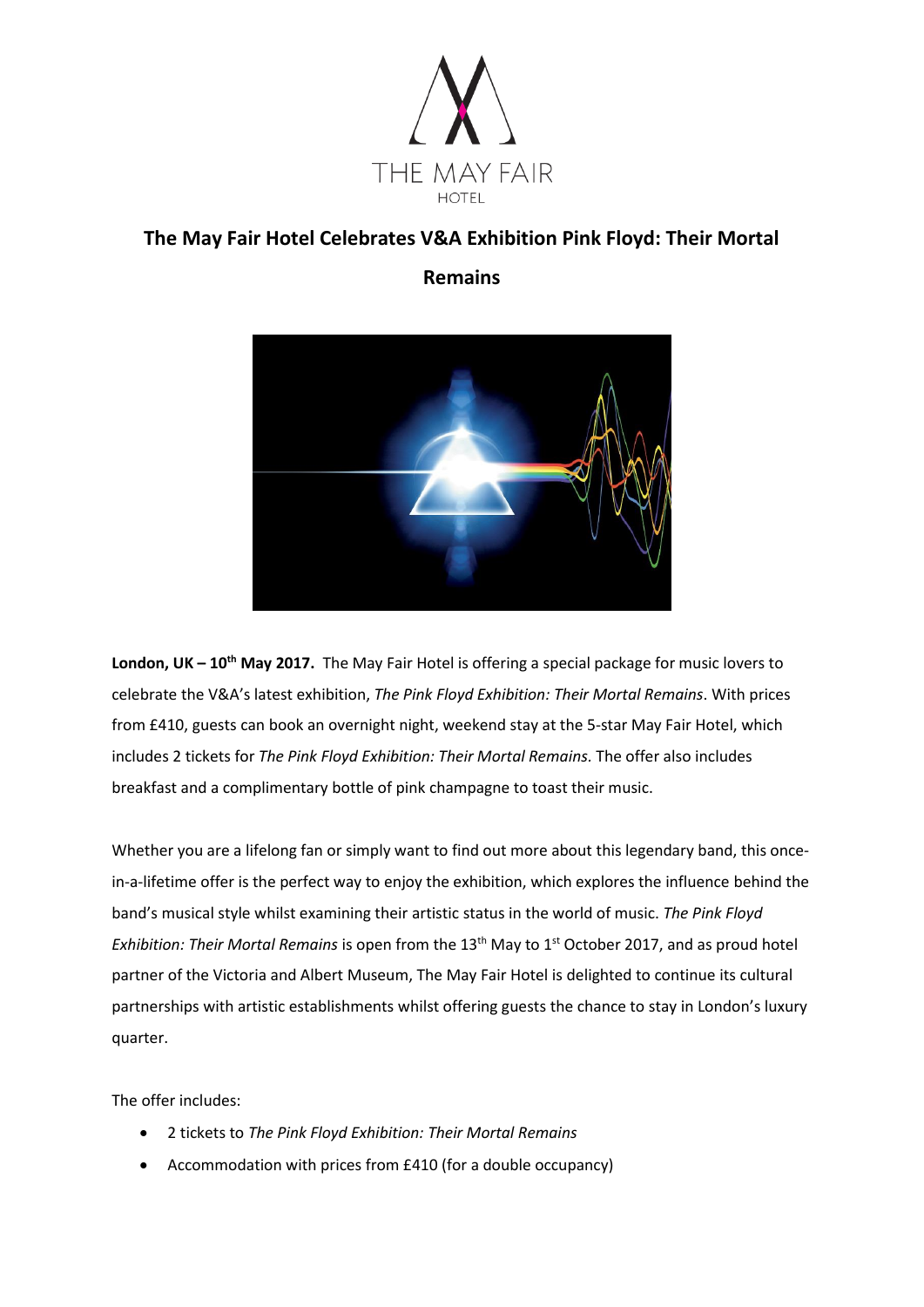# The May Fair Hotel Celebrates V&A Exhibition Pink Floyd: Their Mortal Remains

**London, UK – 10th May 2017.** The May Fair Hotel is offering a special package for music lovers to celebrate the V&A's latest exhibition, *The Pink Floyd Exhibition: Their Mortal Remains*. With prices from £410, guests can book an overnight night, weekend stay at the 5-star May Fair Hotel, which includes 2 tickets for *The Pink Floyd Exhibition: Their Mortal Remains.* The offer also includes breakfast and a complimentary bottle of pink champagne to toast their music.

Whether you are a lifelong fan or simply want to find out more about this legendary band, this once-in-a-lifetime offer is the perfect way to enjoy the exhibition, which explores the influence behind the band's musical style whilst examining their artistic status in the world of music. *The Pink Floyd Exhibition: Their Mortal Remains* is open from the 13th May to 1st October 2017, and as proud hotel partner of the Victoria and Albert Museum, The May Fair Hotel is delighted to continue its cultural partnerships with artistic establishments whilst offering guests the chance to stay in London's luxury quarter.

The offer includes:

- 2 tickets to *The Pink Floyd Exhibition: Their Mortal Remains*
- Accommodation with prices from £410 (for a double occupancy)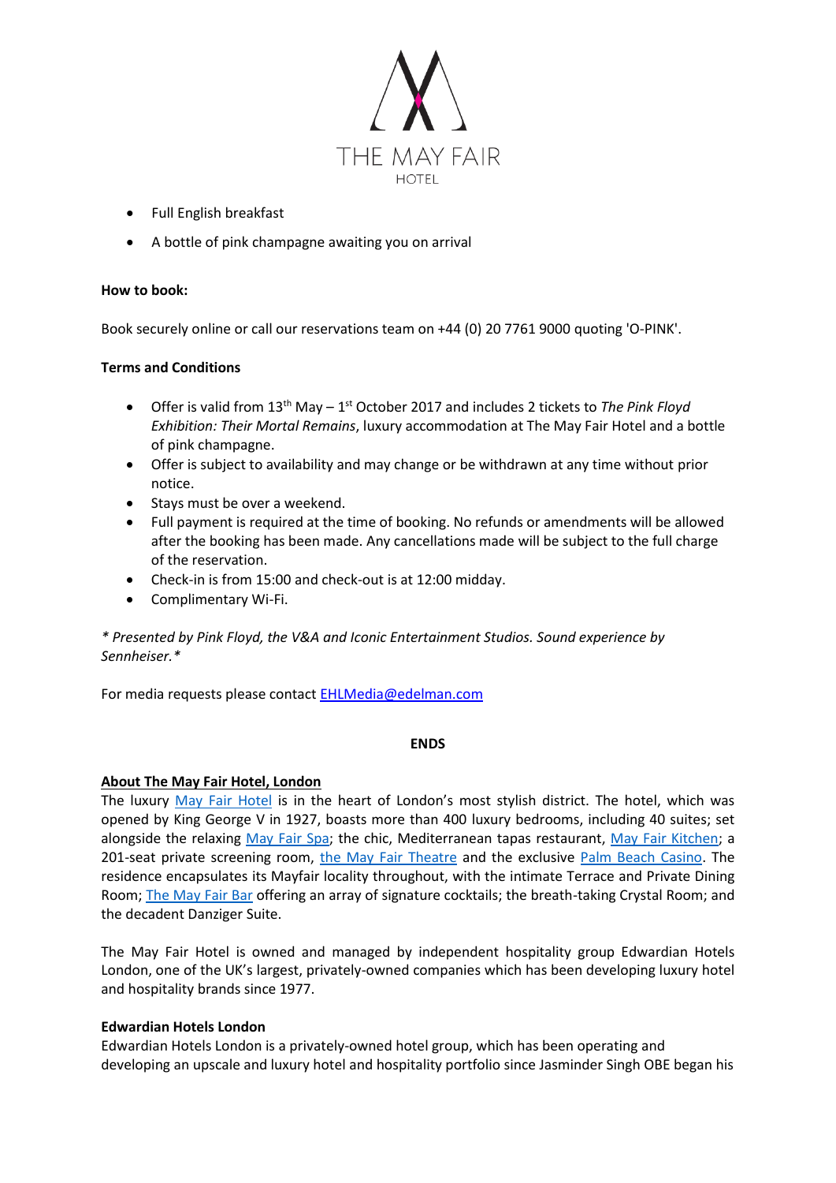- Full English breakfast
- A bottle of pink champagne awaiting you on arrival

**How to book:**

Book securely online or call our reservations team on +44 (0) 20 7761 9000 quoting 'O-PINK'.

**Terms and Conditions**

- Offer is valid from 13th May – 1st October 2017 and includes 2 tickets to *The Pink Floyd Exhibition: Their Mortal Remains*, luxury accommodation at The May Fair Hotel and a bottle of pink champagne.
- Offer is subject to availability and may change or be withdrawn at any time without prior notice.
- Stays must be over a weekend.
- Full payment is required at the time of booking. No refunds or amendments will be allowed after the booking has been made. Any cancellations made will be subject to the full charge of the reservation.
- Check-in is from 15:00 and check-out is at 12:00 midday.
- Complimentary Wi-Fi.

*\* Presented by Pink Floyd, the V&A and Iconic Entertainment Studios. Sound experience by Sennheiser.\**

For media requests please contact [EHLMedia@edelman.com](mailto:EHLMedia@edelman.com)

**ENDS**

**About The May Fair Hotel, London**

The luxury May Fair Hotel is in the heart of London's most stylish district. The hotel, which was opened by King George V in 1927, boasts more than 400 luxury bedrooms, including 40 suites; set alongside the relaxing May Fair Spa; the chic, Mediterranean tapas restaurant, May Fair Kitchen; a 201-seat private screening room, the May Fair Theatre and the exclusive Palm Beach Casino. The residence encapsulates its Mayfair locality throughout, with the intimate Terrace and Private Dining Room; The May Fair Bar offering an array of signature cocktails; the breath-taking Crystal Room; and the decadent Danziger Suite.

The May Fair Hotel is owned and managed by independent hospitality group Edwardian Hotels London, one of the UK's largest, privately-owned companies which has been developing luxury hotel and hospitality brands since 1977.

**Edwardian Hotels London**

Edwardian Hotels London is a privately-owned hotel group, which has been operating and developing an upscale and luxury hotel and hospitality portfolio since Jasminder Singh OBE began his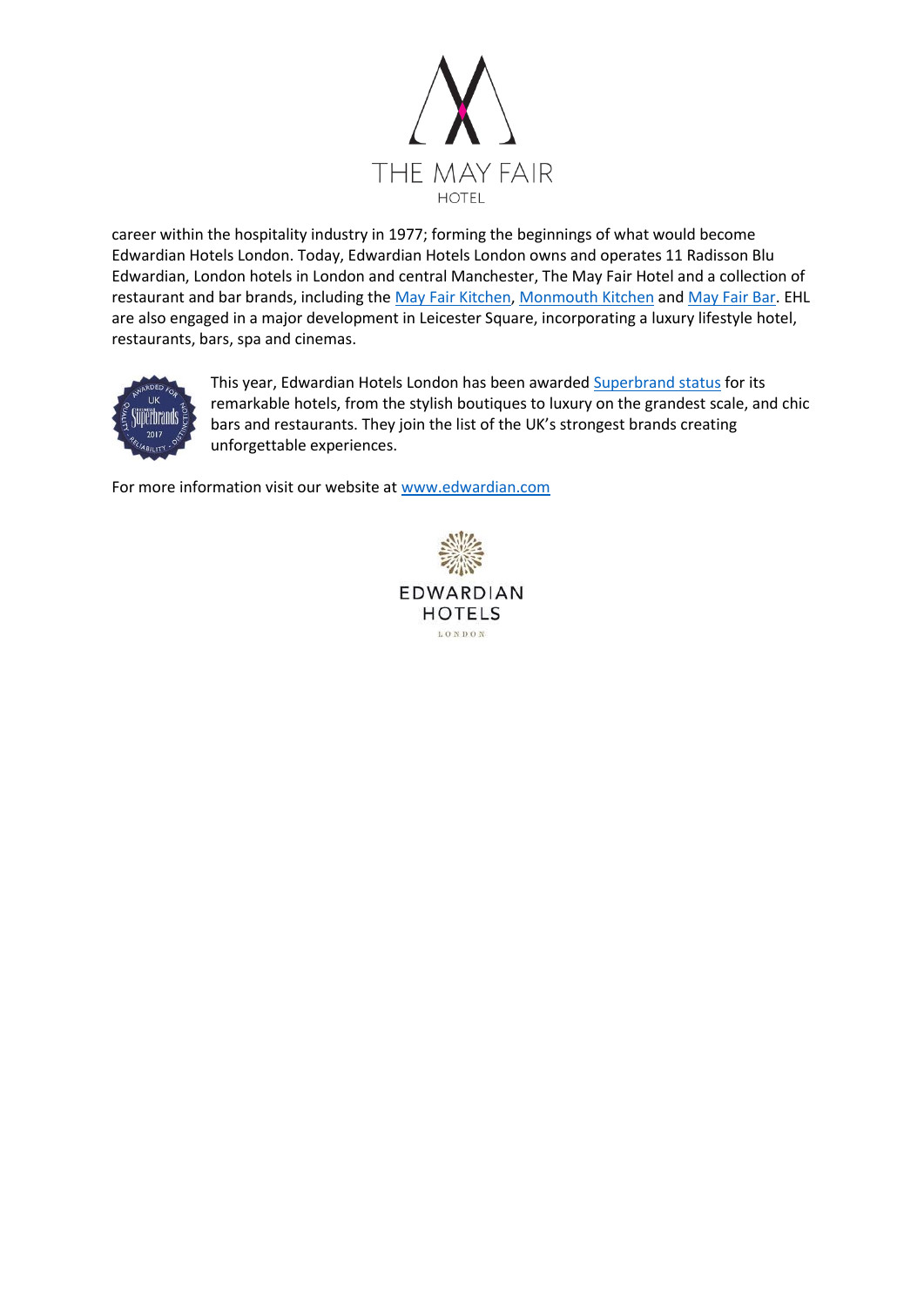career within the hospitality industry in 1977; forming the beginnings of what would become Edwardian Hotels London. Today, Edwardian Hotels London owns and operates 11 Radisson Blu Edwardian, London hotels in London and central Manchester, The May Fair Hotel and a collection of restaurant and bar brands, including the May Fair Kitchen, Monmouth Kitchen and May Fair Bar. EHL are also engaged in a major development in Leicester Square, incorporating a luxury lifestyle hotel, restaurants, bars, spa and cinemas.

This year, Edwardian Hotels London has been awarded Superbrand status for its remarkable hotels, from the stylish boutiques to luxury on the grandest scale, and chic bars and restaurants. They join the list of the UK's strongest brands creating unforgettable experiences.

For more information visit our website at www.edwardian.com